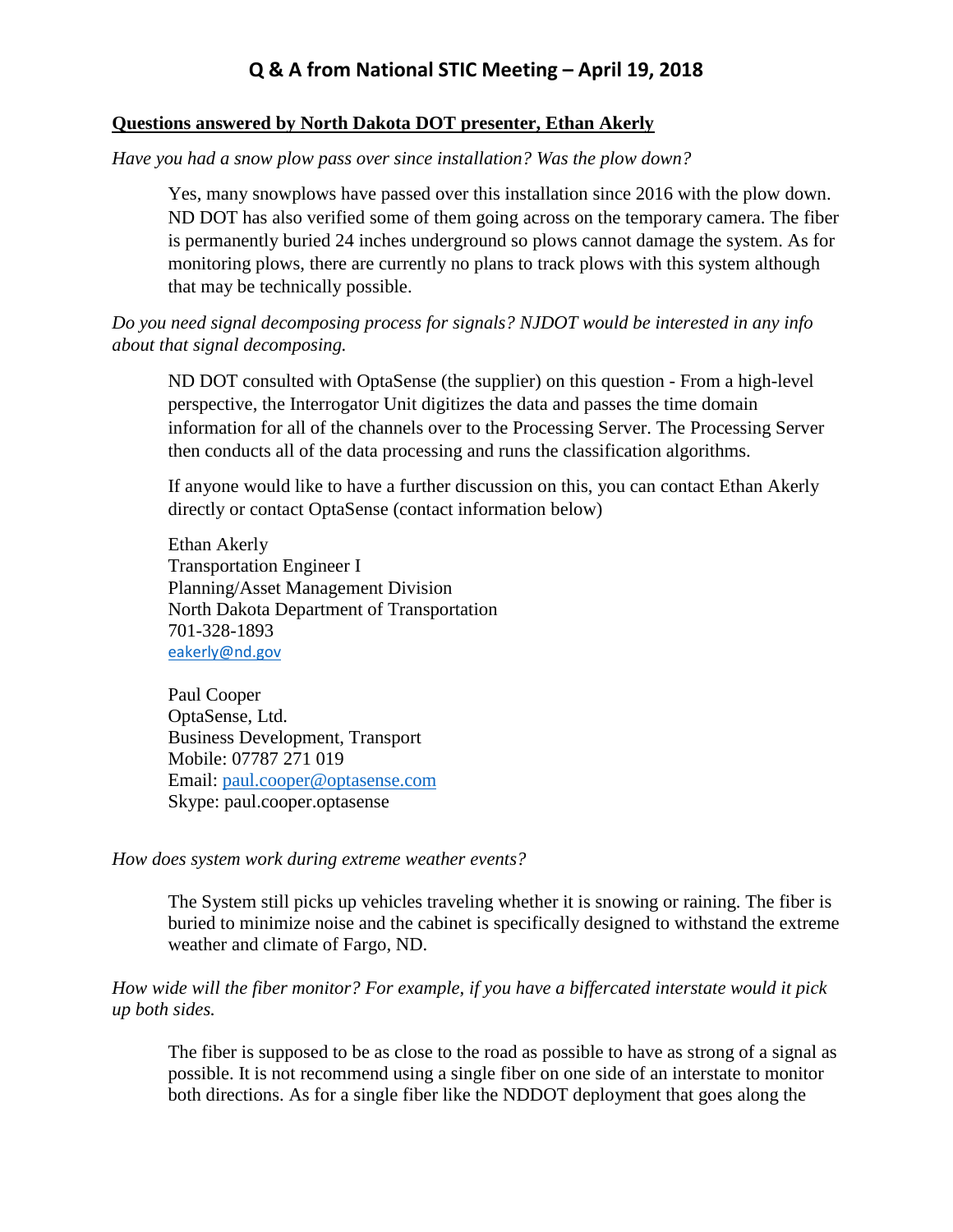# Q & A from National STIC Meeting – April 19, 2018

**Questions answered by North Dakota DOT presenter, Ethan Akerly**

*Have you had a snow plow pass over since installation? Was the plow down?*

Yes, many snowplows have passed over this installation since 2016 with the plow down. ND DOT has also verified some of them going across on the temporary camera. The fiber is permanently buried 24 inches underground so plows cannot damage the system. As for monitoring plows, there are currently no plans to track plows with this system although that may be technically possible.

*Do you need signal decomposing process for signals? NJDOT would be interested in any info about that signal decomposing.*

ND DOT consulted with OptaSense (the supplier) on this question - From a high-level perspective, the Interrogator Unit digitizes the data and passes the time domain information for all of the channels over to the Processing Server. The Processing Server then conducts all of the data processing and runs the classification algorithms.

If anyone would like to have a further discussion on this, you can contact Ethan Akerly directly or contact OptaSense (contact information below)

Ethan Akerly
Transportation Engineer I
Planning/Asset Management Division
North Dakota Department of Transportation
701-328-1893
eakerly@nd.gov

Paul Cooper
OptaSense, Ltd.
Business Development, Transport
Mobile: 07787 271 019
Email: paul.cooper@optasense.com
Skype: paul.cooper.optasense

*How does system work during extreme weather events?*

The System still picks up vehicles traveling whether it is snowing or raining. The fiber is buried to minimize noise and the cabinet is specifically designed to withstand the extreme weather and climate of Fargo, ND.

*How wide will the fiber monitor? For example, if you have a biffercated interstate would it pick up both sides.*

The fiber is supposed to be as close to the road as possible to have as strong of a signal as possible. It is not recommend using a single fiber on one side of an interstate to monitor both directions. As for a single fiber like the NDDOT deployment that goes along the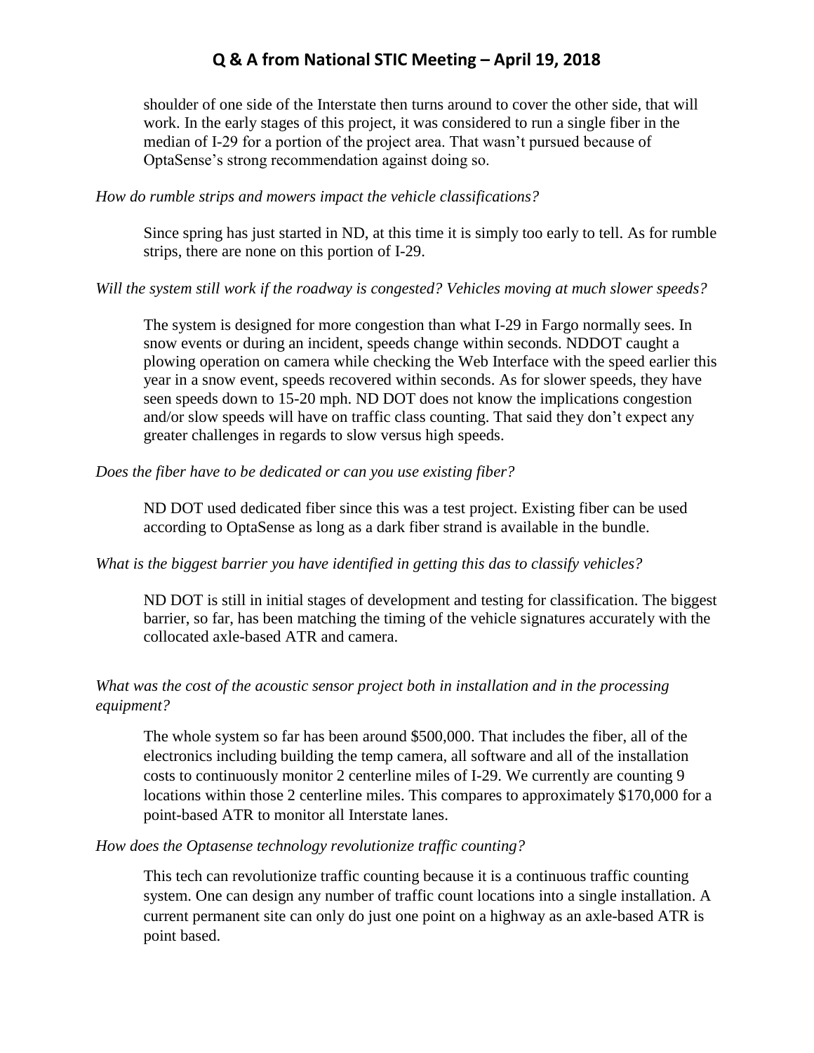shoulder of one side of the Interstate then turns around to cover the other side, that will work. In the early stages of this project, it was considered to run a single fiber in the median of I-29 for a portion of the project area. That wasn't pursued because of OptaSense's strong recommendation against doing so.

*How do rumble strips and mowers impact the vehicle classifications?*

Since spring has just started in ND, at this time it is simply too early to tell. As for rumble strips, there are none on this portion of I-29.

*Will the system still work if the roadway is congested? Vehicles moving at much slower speeds?*

The system is designed for more congestion than what I-29 in Fargo normally sees. In snow events or during an incident, speeds change within seconds. NDDOT caught a plowing operation on camera while checking the Web Interface with the speed earlier this year in a snow event, speeds recovered within seconds. As for slower speeds, they have seen speeds down to 15-20 mph. ND DOT does not know the implications congestion and/or slow speeds will have on traffic class counting. That said they don't expect any greater challenges in regards to slow versus high speeds.

*Does the fiber have to be dedicated or can you use existing fiber?*

ND DOT used dedicated fiber since this was a test project. Existing fiber can be used according to OptaSense as long as a dark fiber strand is available in the bundle.

*What is the biggest barrier you have identified in getting this das to classify vehicles?*

ND DOT is still in initial stages of development and testing for classification. The biggest barrier, so far, has been matching the timing of the vehicle signatures accurately with the collocated axle-based ATR and camera.

*What was the cost of the acoustic sensor project both in installation and in the processing equipment?*

The whole system so far has been around $500,000. That includes the fiber, all of the electronics including building the temp camera, all software and all of the installation costs to continuously monitor 2 centerline miles of I-29. We currently are counting 9 locations within those 2 centerline miles. This compares to approximately $170,000 for a point-based ATR to monitor all Interstate lanes.

*How does the Optasense technology revolutionize traffic counting?*

This tech can revolutionize traffic counting because it is a continuous traffic counting system. One can design any number of traffic count locations into a single installation. A current permanent site can only do just one point on a highway as an axle-based ATR is point based.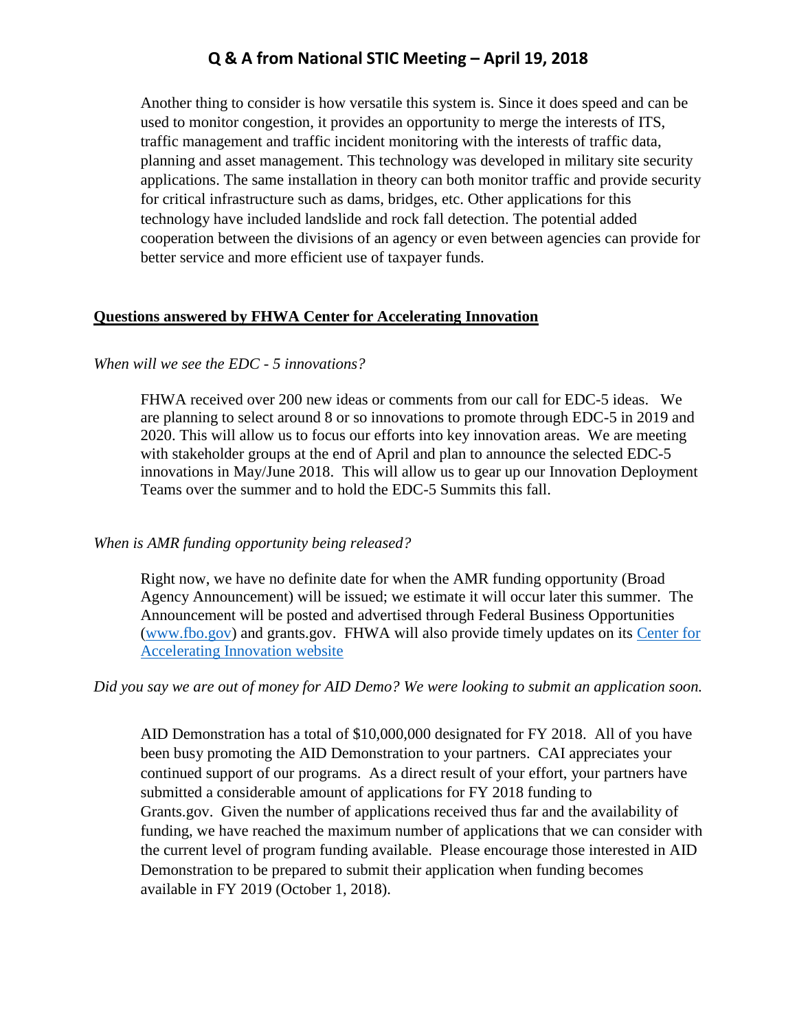Another thing to consider is how versatile this system is. Since it does speed and can be used to monitor congestion, it provides an opportunity to merge the interests of ITS, traffic management and traffic incident monitoring with the interests of traffic data, planning and asset management. This technology was developed in military site security applications. The same installation in theory can both monitor traffic and provide security for critical infrastructure such as dams, bridges, etc. Other applications for this technology have included landslide and rock fall detection. The potential added cooperation between the divisions of an agency or even between agencies can provide for better service and more efficient use of taxpayer funds.

## Questions answered by FHWA Center for Accelerating Innovation

*When will we see the EDC - 5 innovations?*

FHWA received over 200 new ideas or comments from our call for EDC-5 ideas. We are planning to select around 8 or so innovations to promote through EDC-5 in 2019 and 2020. This will allow us to focus our efforts into key innovation areas. We are meeting with stakeholder groups at the end of April and plan to announce the selected EDC-5 innovations in May/June 2018. This will allow us to gear up our Innovation Deployment Teams over the summer and to hold the EDC-5 Summits this fall.

*When is AMR funding opportunity being released?*

Right now, we have no definite date for when the AMR funding opportunity (Broad Agency Announcement) will be issued; we estimate it will occur later this summer. The Announcement will be posted and advertised through Federal Business Opportunities (www.fbo.gov) and grants.gov. FHWA will also provide timely updates on its Center for Accelerating Innovation website

*Did you say we are out of money for AID Demo? We were looking to submit an application soon.*

AID Demonstration has a total of $10,000,000 designated for FY 2018. All of you have been busy promoting the AID Demonstration to your partners. CAI appreciates your continued support of our programs. As a direct result of your effort, your partners have submitted a considerable amount of applications for FY 2018 funding to Grants.gov. Given the number of applications received thus far and the availability of funding, we have reached the maximum number of applications that we can consider with the current level of program funding available. Please encourage those interested in AID Demonstration to be prepared to submit their application when funding becomes available in FY 2019 (October 1, 2018).